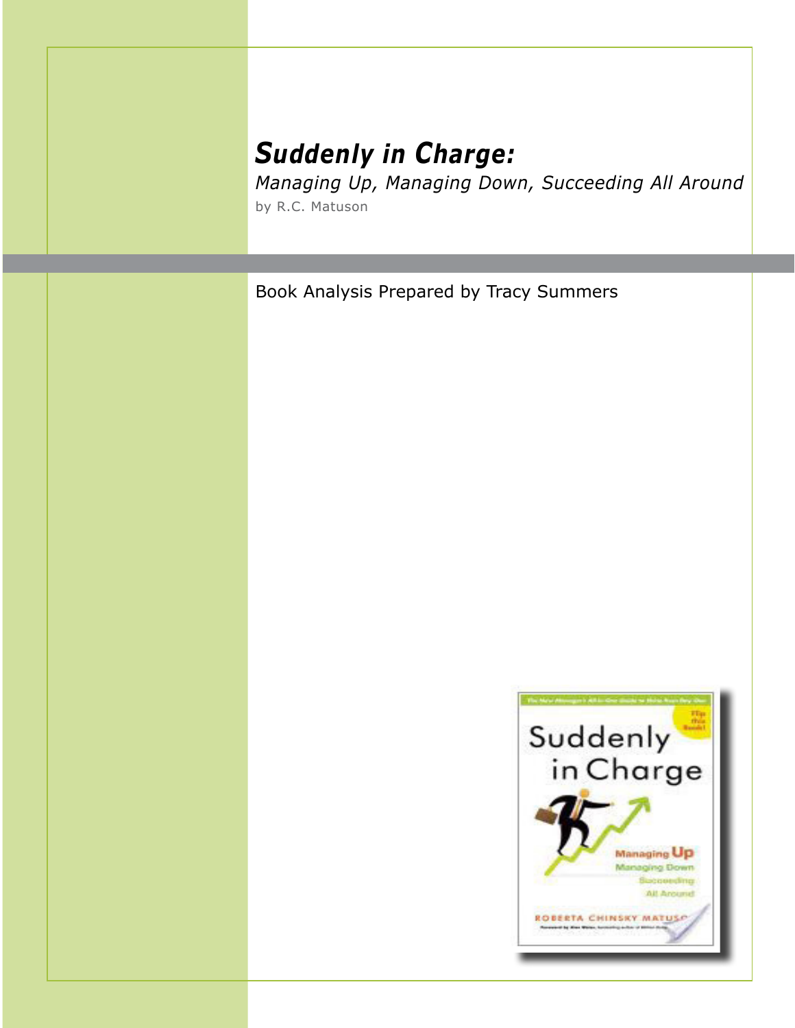# *Suddenly in Charge:*

*Managing Up, Managing Down, Succeeding All Around*

by R.C. Matuson

Book Analysis Prepared by Tracy Summers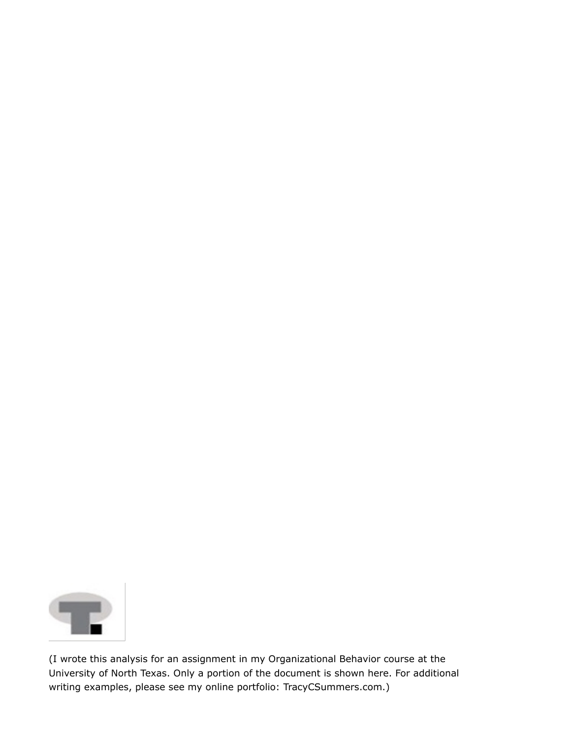(I wrote this analysis for an assignment in my Organizational Behavior course at the University of North Texas. Only a portion of the document is shown here. For additional writing examples, please see my online portfolio: TracyCSummers.com.)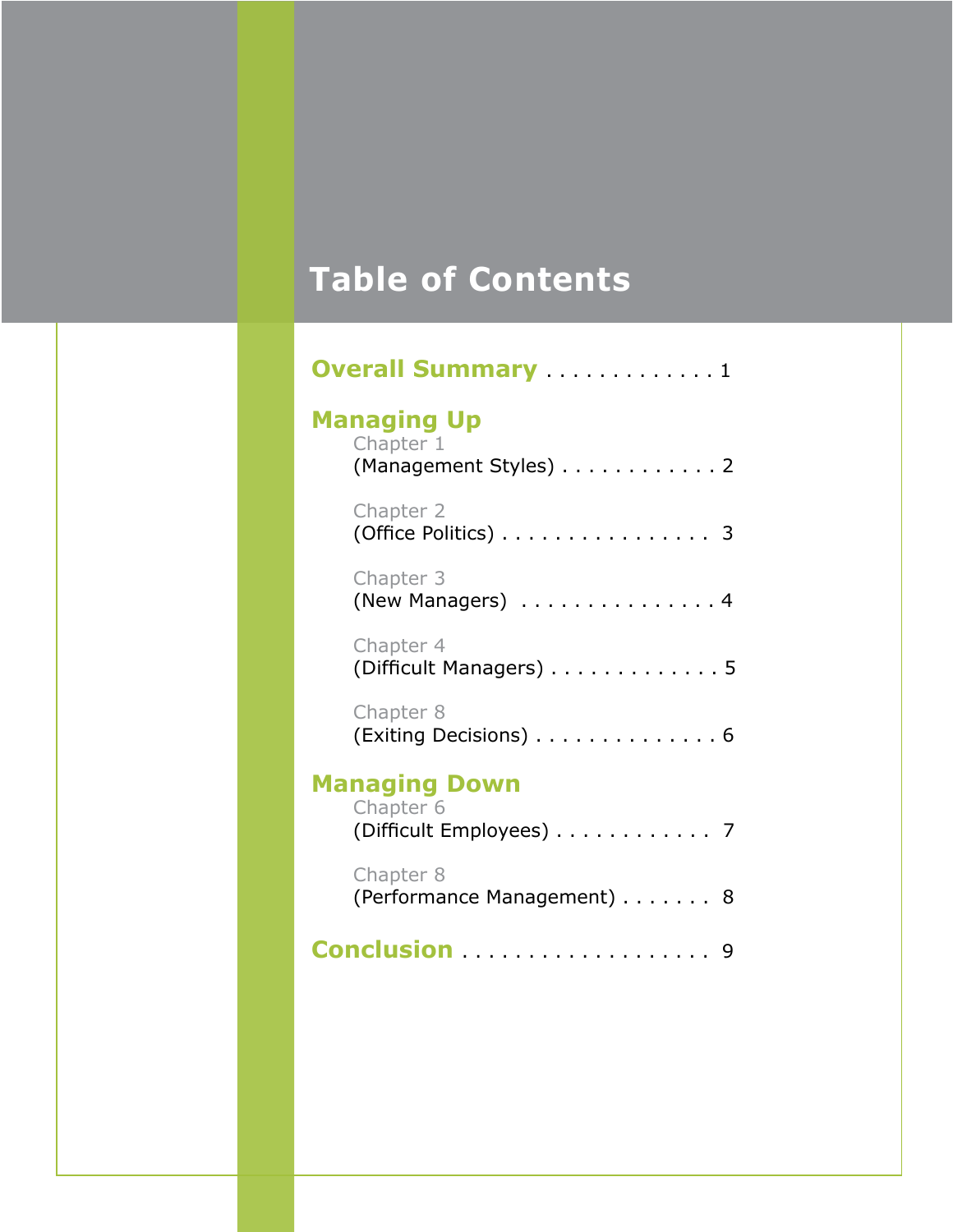# Table of Contents

## Overall Summary . . . . . . . . . . . . . 1

## Managing Up

Chapter 1
(Management Styles) . . . . . . . . . . . . 2

Chapter 2
(Office Politics) . . . . . . . . . . . . . . . . 3

Chapter 3
(New Managers) . . . . . . . . . . . . . . . 4

Chapter 4
(Difficult Managers) . . . . . . . . . . . . . 5

Chapter 8
(Exiting Decisions) . . . . . . . . . . . . . . 6

## Managing Down

Chapter 6
(Difficult Employees) . . . . . . . . . . . . 7

Chapter 8
(Performance Management) . . . . . . . 8

## Conclusion . . . . . . . . . . . . . . . . . . . 9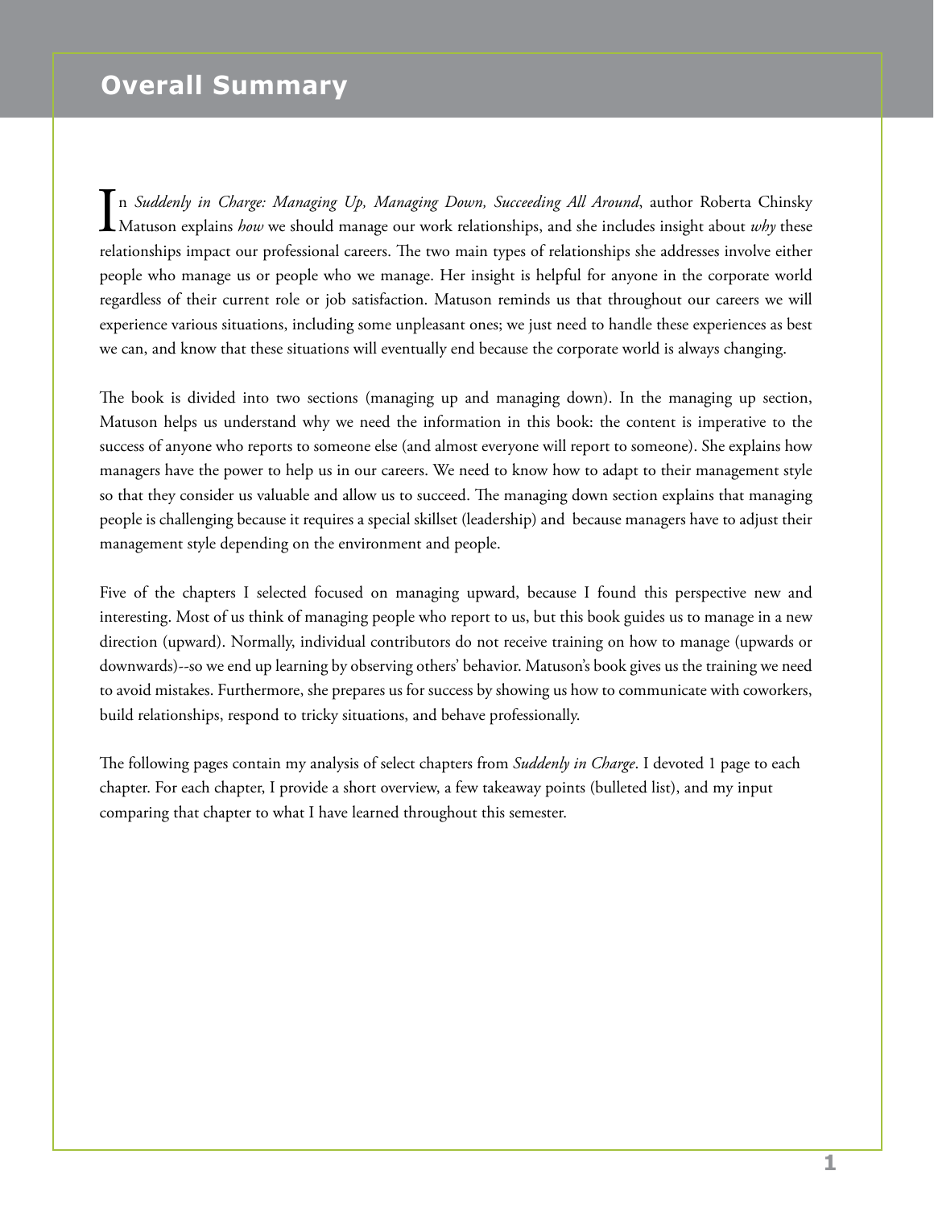# Overall Summary

In *Suddenly in Charge: Managing Up, Managing Down, Succeeding All Around*, author Roberta Chinsky Matuson explains *how* we should manage our work relationships, and she includes insight about *why* these relationships impact our professional careers. The two main types of relationships she addresses involve either people who manage us or people who we manage. Her insight is helpful for anyone in the corporate world regardless of their current role or job satisfaction. Matuson reminds us that throughout our careers we will experience various situations, including some unpleasant ones; we just need to handle these experiences as best we can, and know that these situations will eventually end because the corporate world is always changing.

The book is divided into two sections (managing up and managing down). In the managing up section, Matuson helps us understand why we need the information in this book: the content is imperative to the success of anyone who reports to someone else (and almost everyone will report to someone). She explains how managers have the power to help us in our careers. We need to know how to adapt to their management style so that they consider us valuable and allow us to succeed. The managing down section explains that managing people is challenging because it requires a special skillset (leadership) and because managers have to adjust their management style depending on the environment and people.

Five of the chapters I selected focused on managing upward, because I found this perspective new and interesting. Most of us think of managing people who report to us, but this book guides us to manage in a new direction (upward). Normally, individual contributors do not receive training on how to manage (upwards or downwards)--so we end up learning by observing others' behavior. Matuson's book gives us the training we need to avoid mistakes. Furthermore, she prepares us for success by showing us how to communicate with coworkers, build relationships, respond to tricky situations, and behave professionally.

The following pages contain my analysis of select chapters from *Suddenly in Charge*. I devoted 1 page to each chapter. For each chapter, I provide a short overview, a few takeaway points (bulleted list), and my input comparing that chapter to what I have learned throughout this semester.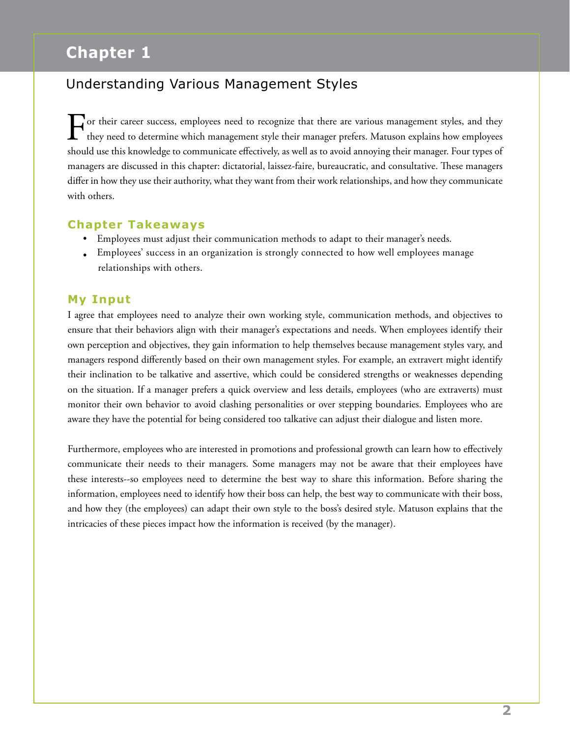# Chapter 1

## Understanding Various Management Styles

For their career success, employees need to recognize that there are various management styles, and they they need to determine which management style their manager prefers. Matuson explains how employees should use this knowledge to communicate effectively, as well as to avoid annoying their manager. Four types of managers are discussed in this chapter: dictatorial, laissez-faire, bureaucratic, and consultative. These managers differ in how they use their authority, what they want from their work relationships, and how they communicate with others.

### Chapter Takeaways

- Employees must adjust their communication methods to adapt to their manager's needs.
- Employees' success in an organization is strongly connected to how well employees manage relationships with others.

### My Input

I agree that employees need to analyze their own working style, communication methods, and objectives to ensure that their behaviors align with their manager's expectations and needs. When employees identify their own perception and objectives, they gain information to help themselves because management styles vary, and managers respond differently based on their own management styles. For example, an extravert might identify their inclination to be talkative and assertive, which could be considered strengths or weaknesses depending on the situation. If a manager prefers a quick overview and less details, employees (who are extraverts) must monitor their own behavior to avoid clashing personalities or over stepping boundaries. Employees who are aware they have the potential for being considered too talkative can adjust their dialogue and listen more.

Furthermore, employees who are interested in promotions and professional growth can learn how to effectively communicate their needs to their managers. Some managers may not be aware that their employees have these interests--so employees need to determine the best way to share this information. Before sharing the information, employees need to identify how their boss can help, the best way to communicate with their boss, and how they (the employees) can adapt their own style to the boss's desired style. Matuson explains that the intricacies of these pieces impact how the information is received (by the manager).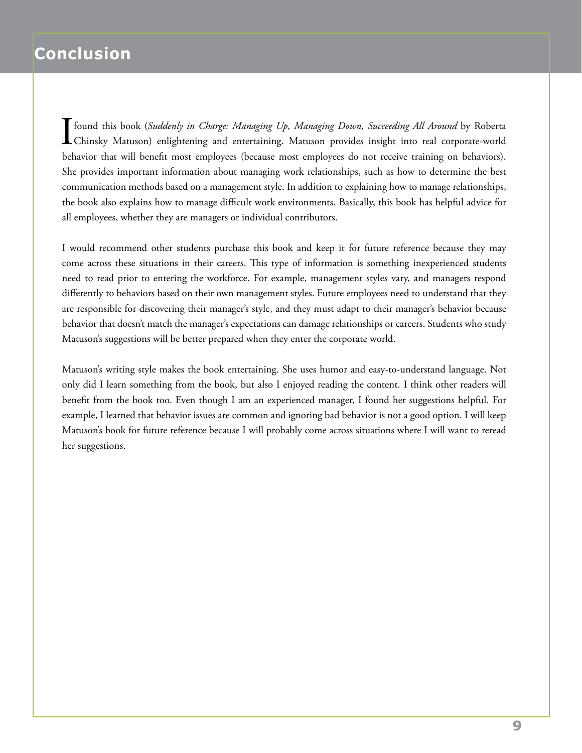# Conclusion

I found this book (*Suddenly in Charge: Managing Up, Managing Down, Succeeding All Around* by Roberta Chinsky Matuson) enlightening and entertaining. Matuson provides insight into real corporate-world behavior that will benefit most employees (because most employees do not receive training on behaviors). She provides important information about managing work relationships, such as how to determine the best communication methods based on a management style. In addition to explaining how to manage relationships, the book also explains how to manage difficult work environments. Basically, this book has helpful advice for all employees, whether they are managers or individual contributors.

I would recommend other students purchase this book and keep it for future reference because they may come across these situations in their careers. This type of information is something inexperienced students need to read prior to entering the workforce. For example, management styles vary, and managers respond differently to behaviors based on their own management styles. Future employees need to understand that they are responsible for discovering their manager's style, and they must adapt to their manager's behavior because behavior that doesn't match the manager's expectations can damage relationships or careers. Students who study Matuson's suggestions will be better prepared when they enter the corporate world.

Matuson's writing style makes the book entertaining. She uses humor and easy-to-understand language. Not only did I learn something from the book, but also I enjoyed reading the content. I think other readers will benefit from the book too. Even though I am an experienced manager, I found her suggestions helpful. For example, I learned that behavior issues are common and ignoring bad behavior is not a good option. I will keep Matuson's book for future reference because I will probably come across situations where I will want to reread her suggestions.